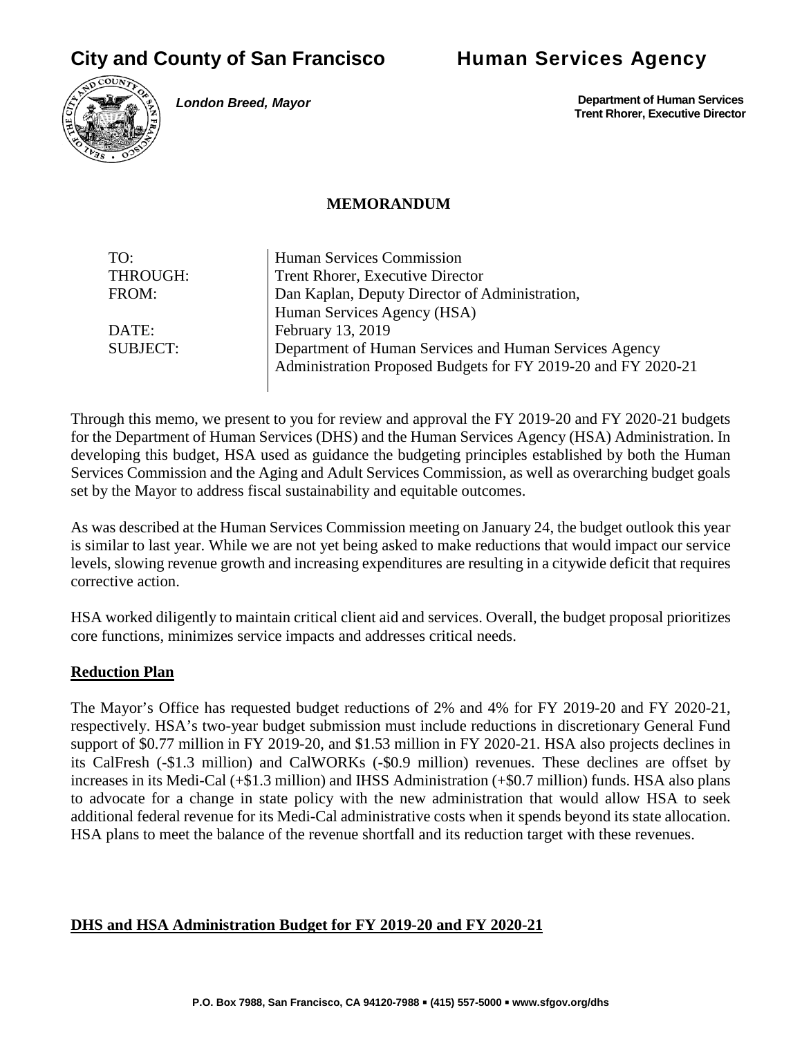# City and County of San Francisco — Human Services Agency

***London Breed, Mayor***

**Department of Human Services**
**Trent Rhorer, Executive Director**

## MEMORANDUM

| | |
|---|---|
| TO: | Human Services Commission |
| THROUGH: | Trent Rhorer, Executive Director |
| FROM: | Dan Kaplan, Deputy Director of Administration, Human Services Agency (HSA) |
| DATE: | February 13, 2019 |
| SUBJECT: | Department of Human Services and Human Services Agency Administration Proposed Budgets for FY 2019-20 and FY 2020-21 |

Through this memo, we present to you for review and approval the FY 2019-20 and FY 2020-21 budgets for the Department of Human Services (DHS) and the Human Services Agency (HSA) Administration. In developing this budget, HSA used as guidance the budgeting principles established by both the Human Services Commission and the Aging and Adult Services Commission, as well as overarching budget goals set by the Mayor to address fiscal sustainability and equitable outcomes.

As was described at the Human Services Commission meeting on January 24, the budget outlook this year is similar to last year. While we are not yet being asked to make reductions that would impact our service levels, slowing revenue growth and increasing expenditures are resulting in a citywide deficit that requires corrective action.

HSA worked diligently to maintain critical client aid and services. Overall, the budget proposal prioritizes core functions, minimizes service impacts and addresses critical needs.

## Reduction Plan

The Mayor's Office has requested budget reductions of 2% and 4% for FY 2019-20 and FY 2020-21, respectively. HSA's two-year budget submission must include reductions in discretionary General Fund support of $0.77 million in FY 2019-20, and $1.53 million in FY 2020-21. HSA also projects declines in its CalFresh (-$1.3 million) and CalWORKs (-$0.9 million) revenues. These declines are offset by increases in its Medi-Cal (+$1.3 million) and IHSS Administration (+$0.7 million) funds. HSA also plans to advocate for a change in state policy with the new administration that would allow HSA to seek additional federal revenue for its Medi-Cal administrative costs when it spends beyond its state allocation. HSA plans to meet the balance of the revenue shortfall and its reduction target with these revenues.

## DHS and HSA Administration Budget for FY 2019-20 and FY 2020-21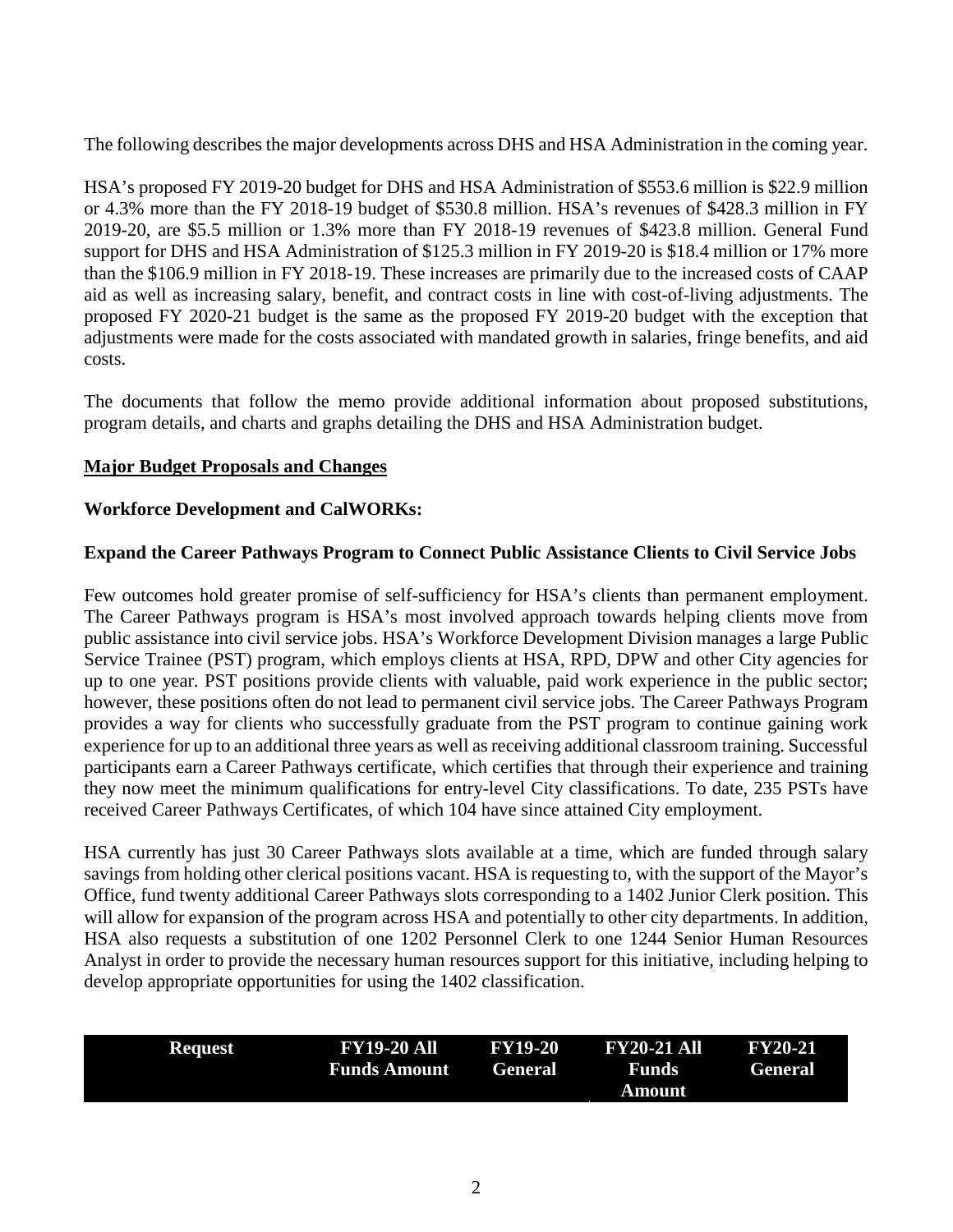The following describes the major developments across DHS and HSA Administration in the coming year.

HSA's proposed FY 2019-20 budget for DHS and HSA Administration of $553.6 million is $22.9 million or 4.3% more than the FY 2018-19 budget of $530.8 million. HSA's revenues of $428.3 million in FY 2019-20, are $5.5 million or 1.3% more than FY 2018-19 revenues of $423.8 million. General Fund support for DHS and HSA Administration of $125.3 million in FY 2019-20 is $18.4 million or 17% more than the $106.9 million in FY 2018-19. These increases are primarily due to the increased costs of CAAP aid as well as increasing salary, benefit, and contract costs in line with cost-of-living adjustments. The proposed FY 2020-21 budget is the same as the proposed FY 2019-20 budget with the exception that adjustments were made for the costs associated with mandated growth in salaries, fringe benefits, and aid costs.

The documents that follow the memo provide additional information about proposed substitutions, program details, and charts and graphs detailing the DHS and HSA Administration budget.

## Major Budget Proposals and Changes

### Workforce Development and CalWORKs:

### Expand the Career Pathways Program to Connect Public Assistance Clients to Civil Service Jobs

Few outcomes hold greater promise of self-sufficiency for HSA's clients than permanent employment. The Career Pathways program is HSA's most involved approach towards helping clients move from public assistance into civil service jobs. HSA's Workforce Development Division manages a large Public Service Trainee (PST) program, which employs clients at HSA, RPD, DPW and other City agencies for up to one year. PST positions provide clients with valuable, paid work experience in the public sector; however, these positions often do not lead to permanent civil service jobs. The Career Pathways Program provides a way for clients who successfully graduate from the PST program to continue gaining work experience for up to an additional three years as well as receiving additional classroom training. Successful participants earn a Career Pathways certificate, which certifies that through their experience and training they now meet the minimum qualifications for entry-level City classifications. To date, 235 PSTs have received Career Pathways Certificates, of which 104 have since attained City employment.

HSA currently has just 30 Career Pathways slots available at a time, which are funded through salary savings from holding other clerical positions vacant. HSA is requesting to, with the support of the Mayor's Office, fund twenty additional Career Pathways slots corresponding to a 1402 Junior Clerk position. This will allow for expansion of the program across HSA and potentially to other city departments. In addition, HSA also requests a substitution of one 1202 Personnel Clerk to one 1244 Senior Human Resources Analyst in order to provide the necessary human resources support for this initiative, including helping to develop appropriate opportunities for using the 1402 classification.

| Request | FY19-20 All Funds Amount | FY19-20 General | FY20-21 All Funds Amount | FY20-21 General |
|---|---|---|---|---|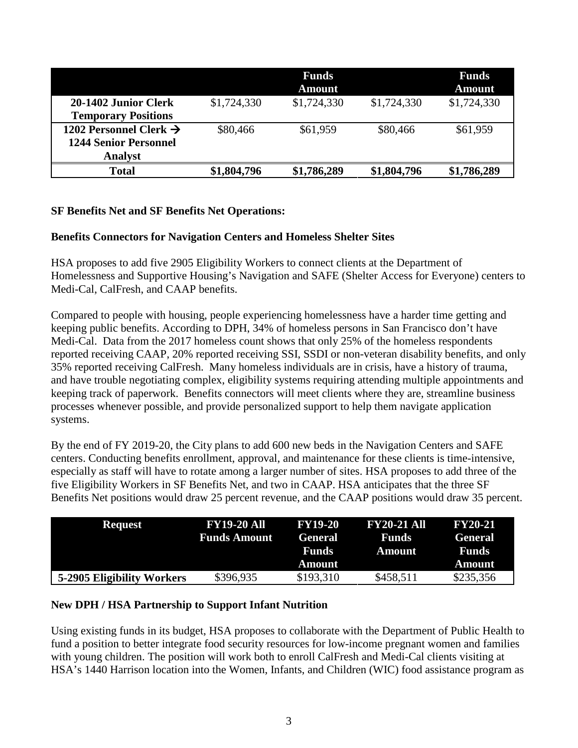| | | Funds Amount | | Funds Amount |
|---|---|---|---|---|
| **20-1402 Junior Clerk Temporary Positions** | $1,724,330 | $1,724,330 | $1,724,330 | $1,724,330 |
| **1202 Personnel Clerk → 1244 Senior Personnel Analyst** | $80,466 | $61,959 | $80,466 | $61,959 |
| **Total** | **$1,804,796** | **$1,786,289** | **$1,804,796** | **$1,786,289** |

**SF Benefits Net and SF Benefits Net Operations:**

**Benefits Connectors for Navigation Centers and Homeless Shelter Sites**

HSA proposes to add five 2905 Eligibility Workers to connect clients at the Department of Homelessness and Supportive Housing's Navigation and SAFE (Shelter Access for Everyone) centers to Medi-Cal, CalFresh, and CAAP benefits.

Compared to people with housing, people experiencing homelessness have a harder time getting and keeping public benefits. According to DPH, 34% of homeless persons in San Francisco don't have Medi-Cal. Data from the 2017 homeless count shows that only 25% of the homeless respondents reported receiving CAAP, 20% reported receiving SSI, SSDI or non-veteran disability benefits, and only 35% reported receiving CalFresh. Many homeless individuals are in crisis, have a history of trauma, and have trouble negotiating complex, eligibility systems requiring attending multiple appointments and keeping track of paperwork. Benefits connectors will meet clients where they are, streamline business processes whenever possible, and provide personalized support to help them navigate application systems.

By the end of FY 2019-20, the City plans to add 600 new beds in the Navigation Centers and SAFE centers. Conducting benefits enrollment, approval, and maintenance for these clients is time-intensive, especially as staff will have to rotate among a larger number of sites. HSA proposes to add three of the five Eligibility Workers in SF Benefits Net, and two in CAAP. HSA anticipates that the three SF Benefits Net positions would draw 25 percent revenue, and the CAAP positions would draw 35 percent.

| Request | FY19-20 All Funds Amount | FY19-20 General Funds Amount | FY20-21 All Funds Amount | FY20-21 General Funds Amount |
|---|---|---|---|---|
| **5-2905 Eligibility Workers** | $396,935 | $193,310 | $458,511 | $235,356 |

**New DPH / HSA Partnership to Support Infant Nutrition**

Using existing funds in its budget, HSA proposes to collaborate with the Department of Public Health to fund a position to better integrate food security resources for low-income pregnant women and families with young children. The position will work both to enroll CalFresh and Medi-Cal clients visiting at HSA's 1440 Harrison location into the Women, Infants, and Children (WIC) food assistance program as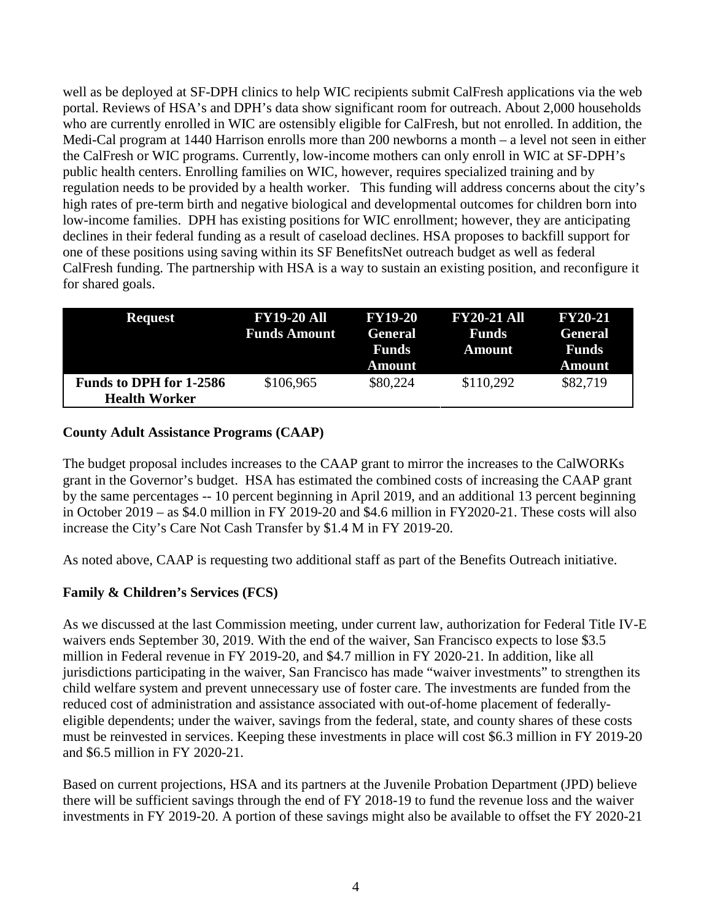well as be deployed at SF-DPH clinics to help WIC recipients submit CalFresh applications via the web portal. Reviews of HSA's and DPH's data show significant room for outreach. About 2,000 households who are currently enrolled in WIC are ostensibly eligible for CalFresh, but not enrolled. In addition, the Medi-Cal program at 1440 Harrison enrolls more than 200 newborns a month – a level not seen in either the CalFresh or WIC programs. Currently, low-income mothers can only enroll in WIC at SF-DPH's public health centers. Enrolling families on WIC, however, requires specialized training and by regulation needs to be provided by a health worker. This funding will address concerns about the city's high rates of pre-term birth and negative biological and developmental outcomes for children born into low-income families. DPH has existing positions for WIC enrollment; however, they are anticipating declines in their federal funding as a result of caseload declines. HSA proposes to backfill support for one of these positions using saving within its SF BenefitsNet outreach budget as well as federal CalFresh funding. The partnership with HSA is a way to sustain an existing position, and reconfigure it for shared goals.

| Request | FY19-20 All Funds Amount | FY19-20 General Funds Amount | FY20-21 All Funds Amount | FY20-21 General Funds Amount |
|---|---|---|---|---|
| **Funds to DPH for 1-2586 Health Worker** | $106,965 | $80,224 | $110,292 | $82,719 |

**County Adult Assistance Programs (CAAP)**

The budget proposal includes increases to the CAAP grant to mirror the increases to the CalWORKs grant in the Governor's budget. HSA has estimated the combined costs of increasing the CAAP grant by the same percentages -- 10 percent beginning in April 2019, and an additional 13 percent beginning in October 2019 – as $4.0 million in FY 2019-20 and $4.6 million in FY2020-21. These costs will also increase the City's Care Not Cash Transfer by $1.4 M in FY 2019-20.

As noted above, CAAP is requesting two additional staff as part of the Benefits Outreach initiative.

**Family & Children's Services (FCS)**

As we discussed at the last Commission meeting, under current law, authorization for Federal Title IV-E waivers ends September 30, 2019. With the end of the waiver, San Francisco expects to lose $3.5 million in Federal revenue in FY 2019-20, and $4.7 million in FY 2020-21. In addition, like all jurisdictions participating in the waiver, San Francisco has made "waiver investments" to strengthen its child welfare system and prevent unnecessary use of foster care. The investments are funded from the reduced cost of administration and assistance associated with out-of-home placement of federally-eligible dependents; under the waiver, savings from the federal, state, and county shares of these costs must be reinvested in services. Keeping these investments in place will cost $6.3 million in FY 2019-20 and $6.5 million in FY 2020-21.

Based on current projections, HSA and its partners at the Juvenile Probation Department (JPD) believe there will be sufficient savings through the end of FY 2018-19 to fund the revenue loss and the waiver investments in FY 2019-20. A portion of these savings might also be available to offset the FY 2020-21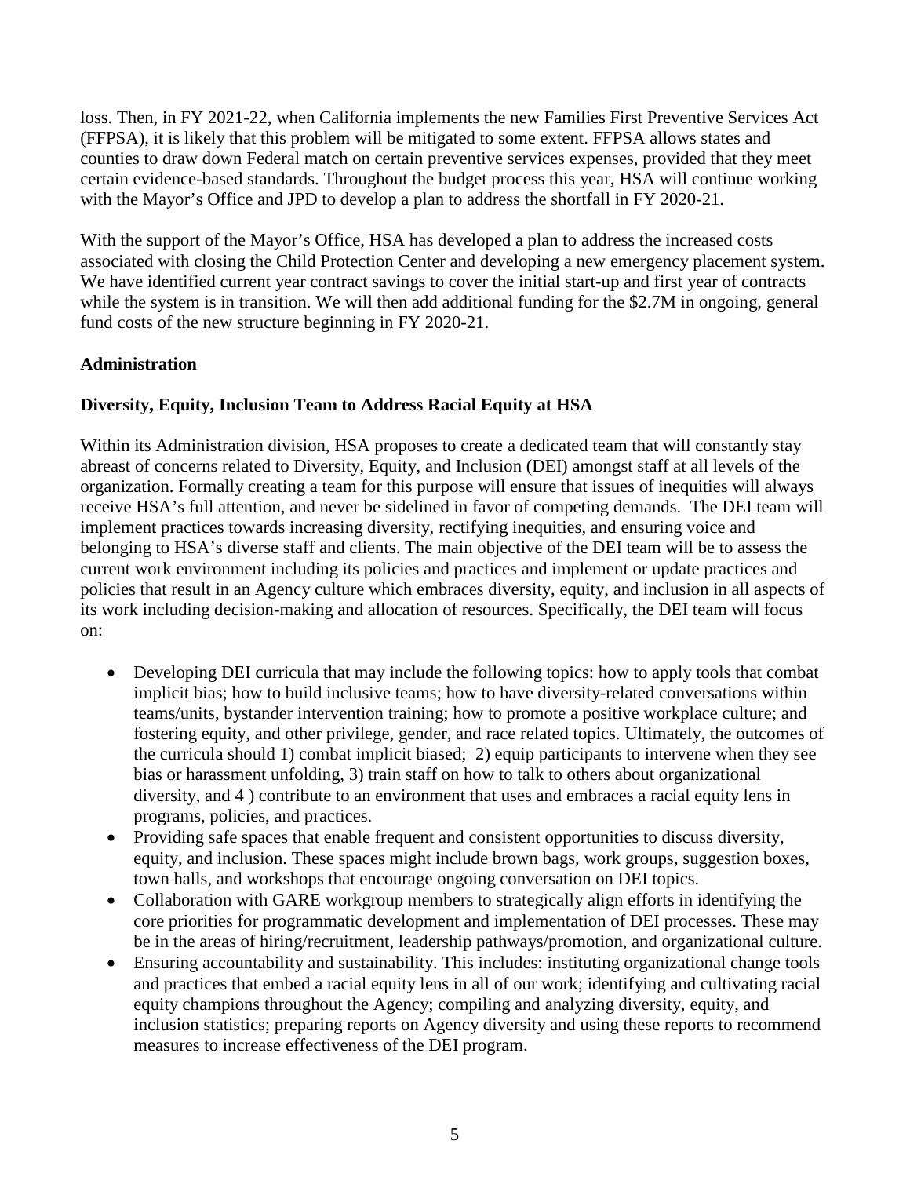loss. Then, in FY 2021-22, when California implements the new Families First Preventive Services Act (FFPSA), it is likely that this problem will be mitigated to some extent. FFPSA allows states and counties to draw down Federal match on certain preventive services expenses, provided that they meet certain evidence-based standards. Throughout the budget process this year, HSA will continue working with the Mayor's Office and JPD to develop a plan to address the shortfall in FY 2020-21.

With the support of the Mayor's Office, HSA has developed a plan to address the increased costs associated with closing the Child Protection Center and developing a new emergency placement system. We have identified current year contract savings to cover the initial start-up and first year of contracts while the system is in transition. We will then add additional funding for the $2.7M in ongoing, general fund costs of the new structure beginning in FY 2020-21.

**Administration**

**Diversity, Equity, Inclusion Team to Address Racial Equity at HSA**

Within its Administration division, HSA proposes to create a dedicated team that will constantly stay abreast of concerns related to Diversity, Equity, and Inclusion (DEI) amongst staff at all levels of the organization. Formally creating a team for this purpose will ensure that issues of inequities will always receive HSA's full attention, and never be sidelined in favor of competing demands. The DEI team will implement practices towards increasing diversity, rectifying inequities, and ensuring voice and belonging to HSA's diverse staff and clients. The main objective of the DEI team will be to assess the current work environment including its policies and practices and implement or update practices and policies that result in an Agency culture which embraces diversity, equity, and inclusion in all aspects of its work including decision-making and allocation of resources. Specifically, the DEI team will focus on:

- Developing DEI curricula that may include the following topics: how to apply tools that combat implicit bias; how to build inclusive teams; how to have diversity-related conversations within teams/units, bystander intervention training; how to promote a positive workplace culture; and fostering equity, and other privilege, gender, and race related topics. Ultimately, the outcomes of the curricula should 1) combat implicit biased; 2) equip participants to intervene when they see bias or harassment unfolding, 3) train staff on how to talk to others about organizational diversity, and 4 ) contribute to an environment that uses and embraces a racial equity lens in programs, policies, and practices.
- Providing safe spaces that enable frequent and consistent opportunities to discuss diversity, equity, and inclusion. These spaces might include brown bags, work groups, suggestion boxes, town halls, and workshops that encourage ongoing conversation on DEI topics.
- Collaboration with GARE workgroup members to strategically align efforts in identifying the core priorities for programmatic development and implementation of DEI processes. These may be in the areas of hiring/recruitment, leadership pathways/promotion, and organizational culture.
- Ensuring accountability and sustainability. This includes: instituting organizational change tools and practices that embed a racial equity lens in all of our work; identifying and cultivating racial equity champions throughout the Agency; compiling and analyzing diversity, equity, and inclusion statistics; preparing reports on Agency diversity and using these reports to recommend measures to increase effectiveness of the DEI program.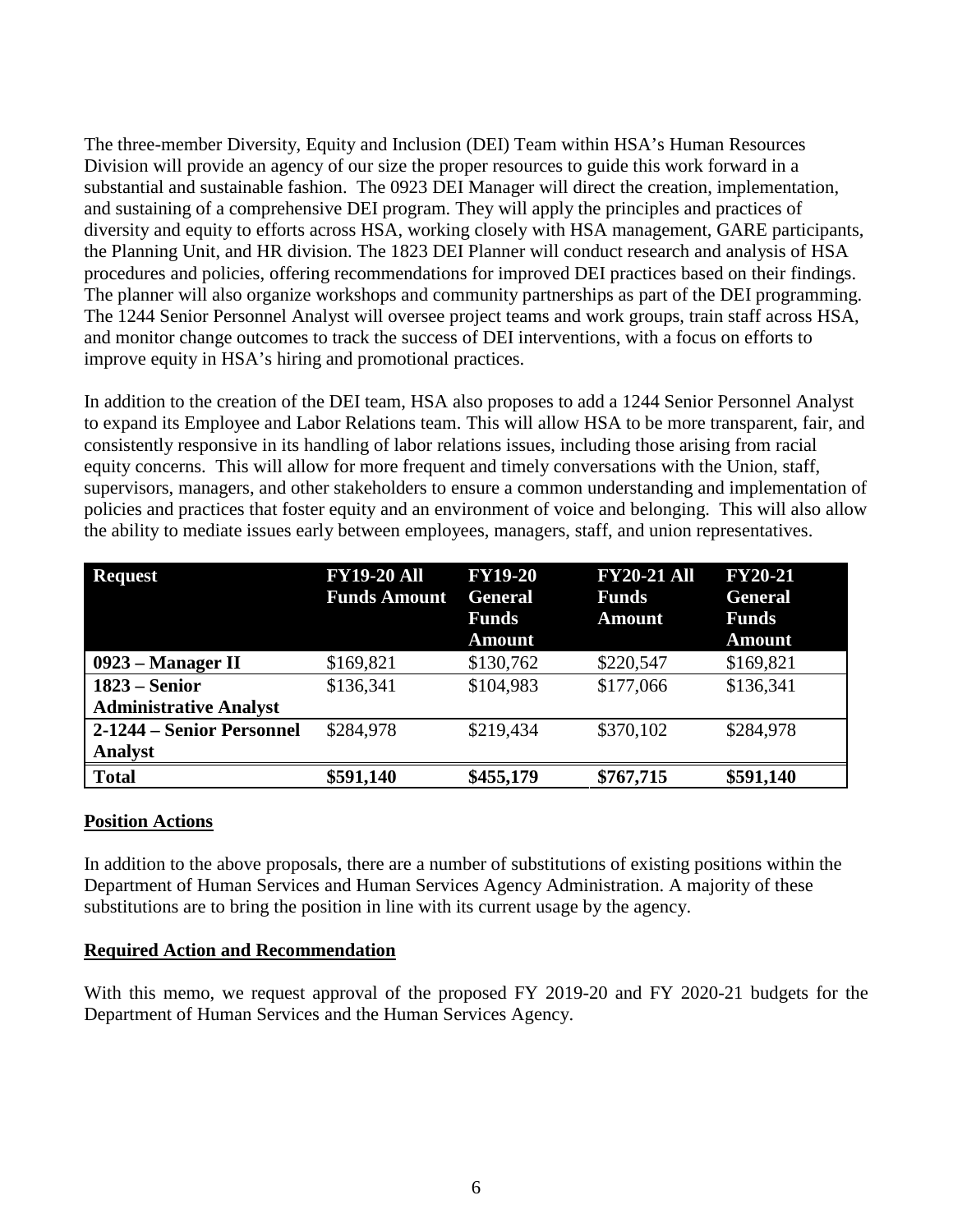The three-member Diversity, Equity and Inclusion (DEI) Team within HSA's Human Resources Division will provide an agency of our size the proper resources to guide this work forward in a substantial and sustainable fashion. The 0923 DEI Manager will direct the creation, implementation, and sustaining of a comprehensive DEI program. They will apply the principles and practices of diversity and equity to efforts across HSA, working closely with HSA management, GARE participants, the Planning Unit, and HR division. The 1823 DEI Planner will conduct research and analysis of HSA procedures and policies, offering recommendations for improved DEI practices based on their findings. The planner will also organize workshops and community partnerships as part of the DEI programming. The 1244 Senior Personnel Analyst will oversee project teams and work groups, train staff across HSA, and monitor change outcomes to track the success of DEI interventions, with a focus on efforts to improve equity in HSA's hiring and promotional practices.

In addition to the creation of the DEI team, HSA also proposes to add a 1244 Senior Personnel Analyst to expand its Employee and Labor Relations team. This will allow HSA to be more transparent, fair, and consistently responsive in its handling of labor relations issues, including those arising from racial equity concerns. This will allow for more frequent and timely conversations with the Union, staff, supervisors, managers, and other stakeholders to ensure a common understanding and implementation of policies and practices that foster equity and an environment of voice and belonging. This will also allow the ability to mediate issues early between employees, managers, staff, and union representatives.

| Request | FY19-20 All Funds Amount | FY19-20 General Funds Amount | FY20-21 All Funds Amount | FY20-21 General Funds Amount |
|---|---|---|---|---|
| **0923 – Manager II** | $169,821 | $130,762 | $220,547 | $169,821 |
| **1823 – Senior Administrative Analyst** | $136,341 | $104,983 | $177,066 | $136,341 |
| **2-1244 – Senior Personnel Analyst** | $284,978 | $219,434 | $370,102 | $284,978 |
| **Total** | **$591,140** | **$455,179** | **$767,715** | **$591,140** |

**Position Actions**

In addition to the above proposals, there are a number of substitutions of existing positions within the Department of Human Services and Human Services Agency Administration. A majority of these substitutions are to bring the position in line with its current usage by the agency.

**Required Action and Recommendation**

With this memo, we request approval of the proposed FY 2019-20 and FY 2020-21 budgets for the Department of Human Services and the Human Services Agency.